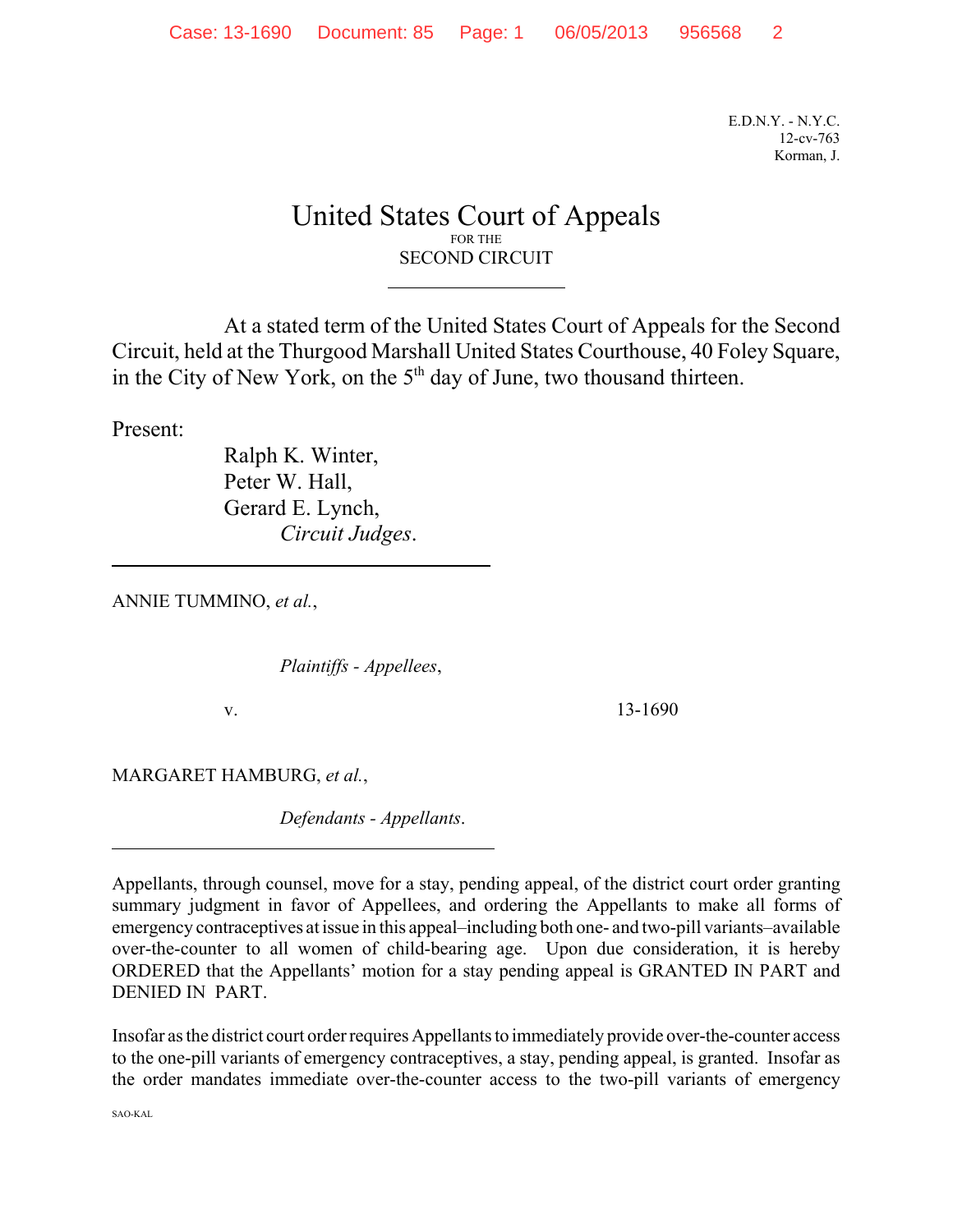E.D.N.Y. - N.Y.C.
12-cv-763
Korman, J.

# United States Court of Appeals
FOR THE
SECOND CIRCUIT

At a stated term of the United States Court of Appeals for the Second Circuit, held at the Thurgood Marshall United States Courthouse, 40 Foley Square, in the City of New York, on the 5th day of June, two thousand thirteen.

Present:

Ralph K. Winter,
Peter W. Hall,
Gerard E. Lynch,
*Circuit Judges*.

---

ANNIE TUMMINO, *et al.*,

*Plaintiffs - Appellees*,

v. 13-1690

MARGARET HAMBURG, *et al.*,

*Defendants - Appellants*.

---

Appellants, through counsel, move for a stay, pending appeal, of the district court order granting summary judgment in favor of Appellees, and ordering the Appellants to make all forms of emergency contraceptives at issue in this appeal–including both one- and two-pill variants–available over-the-counter to all women of child-bearing age. Upon due consideration, it is hereby ORDERED that the Appellants' motion for a stay pending appeal is GRANTED IN PART and DENIED IN PART.

Insofar as the district court order requires Appellants to immediately provide over-the-counter access to the one-pill variants of emergency contraceptives, a stay, pending appeal, is granted. Insofar as the order mandates immediate over-the-counter access to the two-pill variants of emergency

SAO-KAL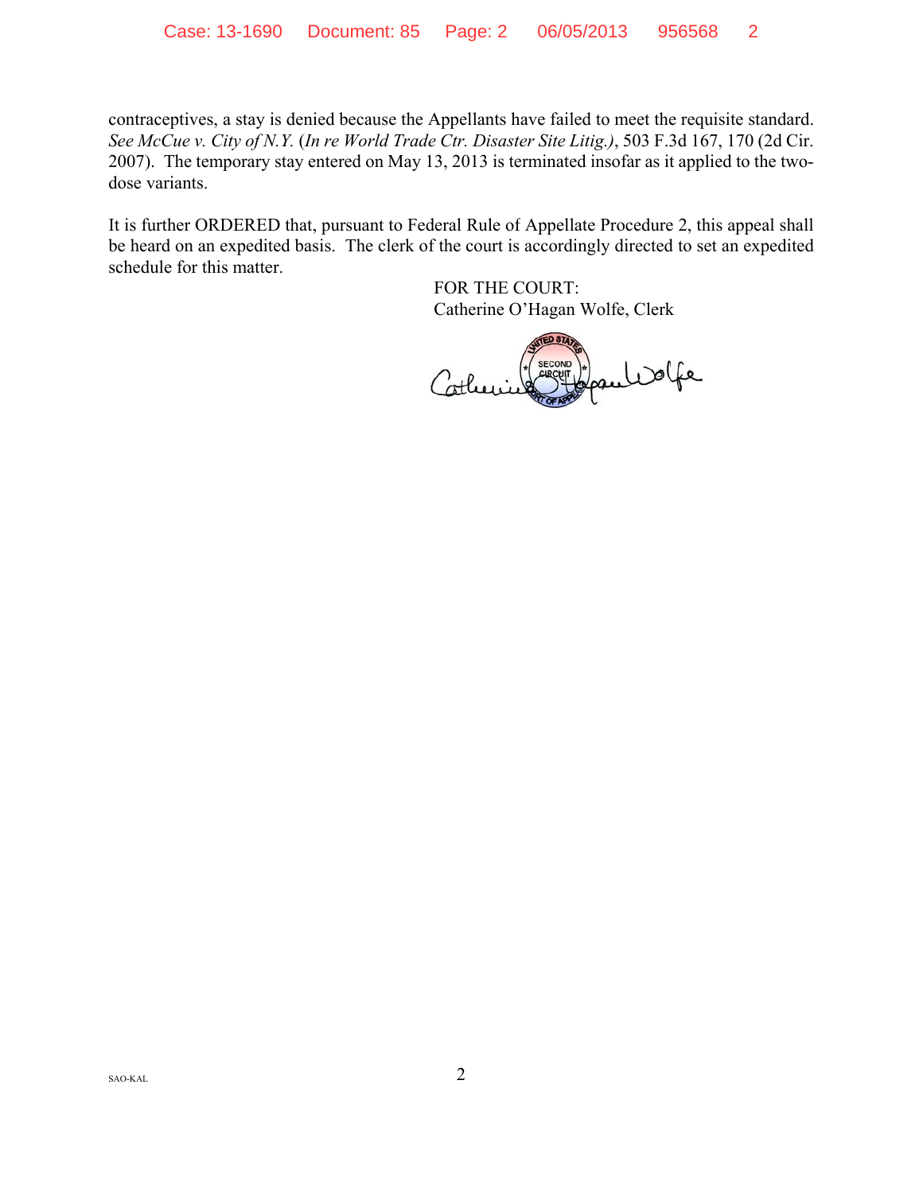contraceptives, a stay is denied because the Appellants have failed to meet the requisite standard. *See McCue v. City of N.Y.* (*In re World Trade Ctr. Disaster Site Litig.)*, 503 F.3d 167, 170 (2d Cir. 2007). The temporary stay entered on May 13, 2013 is terminated insofar as it applied to the two-dose variants.

It is further ORDERED that, pursuant to Federal Rule of Appellate Procedure 2, this appeal shall be heard on an expedited basis. The clerk of the court is accordingly directed to set an expedited schedule for this matter.

FOR THE COURT:
Catherine O'Hagan Wolfe, Clerk

SAO-KAL